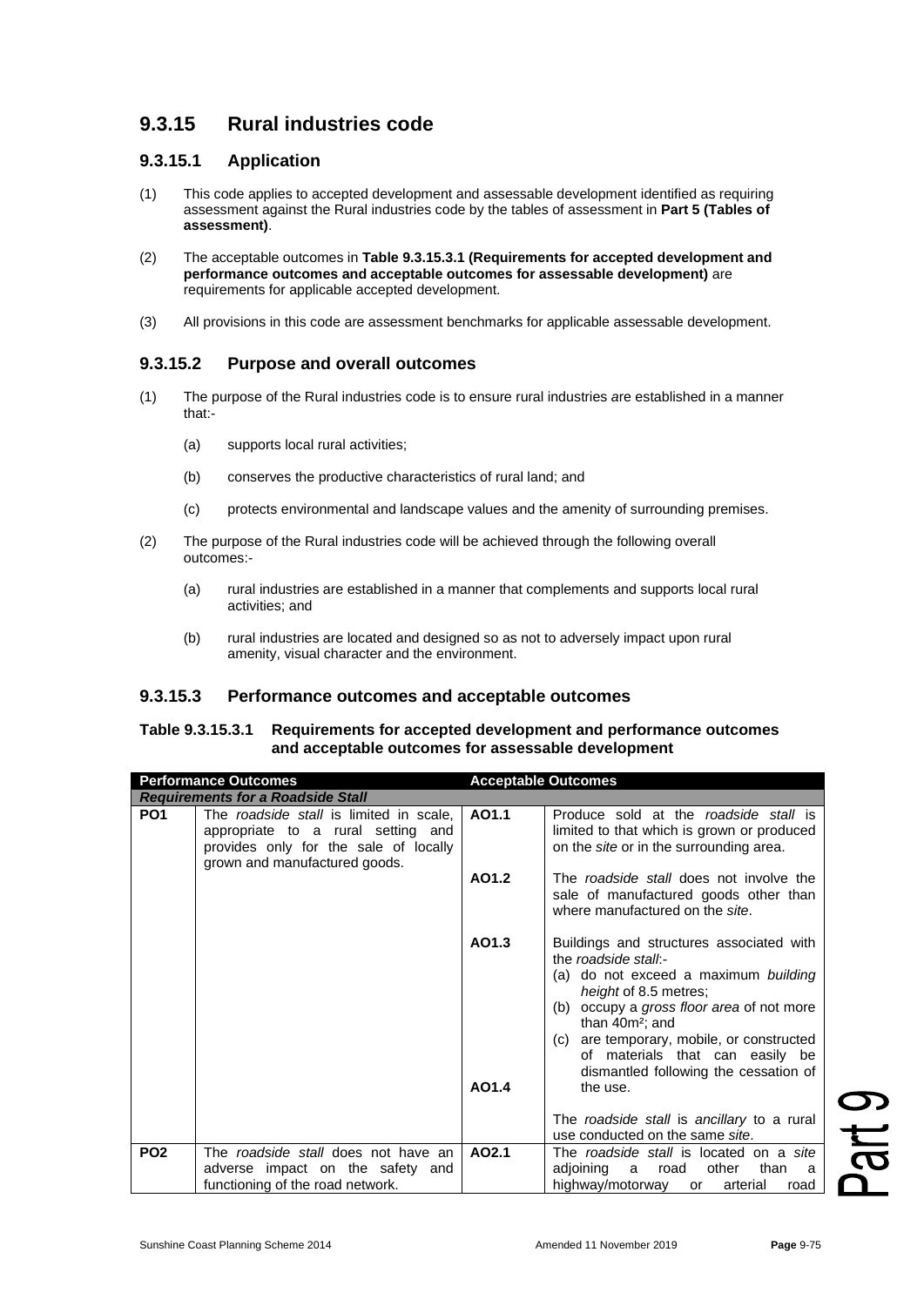## 9.3.15 Rural industries code

### 9.3.15.1 Application

(1) This code applies to accepted development and assessable development identified as requiring assessment against the Rural industries code by the tables of assessment in **Part 5 (Tables of assessment)**.

(2) The acceptable outcomes in **Table 9.3.15.3.1 (Requirements for accepted development and performance outcomes and acceptable outcomes for assessable development)** are requirements for applicable accepted development.

(3) All provisions in this code are assessment benchmarks for applicable assessable development.

### 9.3.15.2 Purpose and overall outcomes

(1) The purpose of the Rural industries code is to ensure rural industries are established in a manner that:-

  (a) supports local rural activities;

  (b) conserves the productive characteristics of rural land; and

  (c) protects environmental and landscape values and the amenity of surrounding premises.

(2) The purpose of the Rural industries code will be achieved through the following overall outcomes:-

  (a) rural industries are established in a manner that complements and supports local rural activities; and

  (b) rural industries are located and designed so as not to adversely impact upon rural amenity, visual character and the environment.

### 9.3.15.3 Performance outcomes and acceptable outcomes

**Table 9.3.15.3.1 Requirements for accepted development and performance outcomes and acceptable outcomes for assessable development**

| Performance Outcomes | | Acceptable Outcomes | |
|---|---|---|---|
| ***Requirements for a Roadside Stall*** | | | |
| **PO1** | The *roadside stall* is limited in scale, appropriate to a rural setting and provides only for the sale of locally grown and manufactured goods. | **AO1.1** | Produce sold at the *roadside stall* is limited to that which is grown or produced on the *site* or in the surrounding area. |
| | | **AO1.2** | The *roadside stall* does not involve the sale of manufactured goods other than where manufactured on the *site*. |
| | | **AO1.3** | Buildings and structures associated with the *roadside stall*:-<br>(a) do not exceed a maximum *building height* of 8.5 metres;<br>(b) occupy a *gross floor area* of not more than 40m²; and<br>(c) are temporary, mobile, or constructed of materials that can easily be dismantled following the cessation of the use. |
| | | **AO1.4** | The *roadside stall* is *ancillary* to a rural use conducted on the same *site*. |
| **PO2** | The *roadside stall* does not have an adverse impact on the safety and functioning of the road network. | **AO2.1** | The *roadside stall* is located on a *site* adjoining a road other than a highway/motorway or arterial road |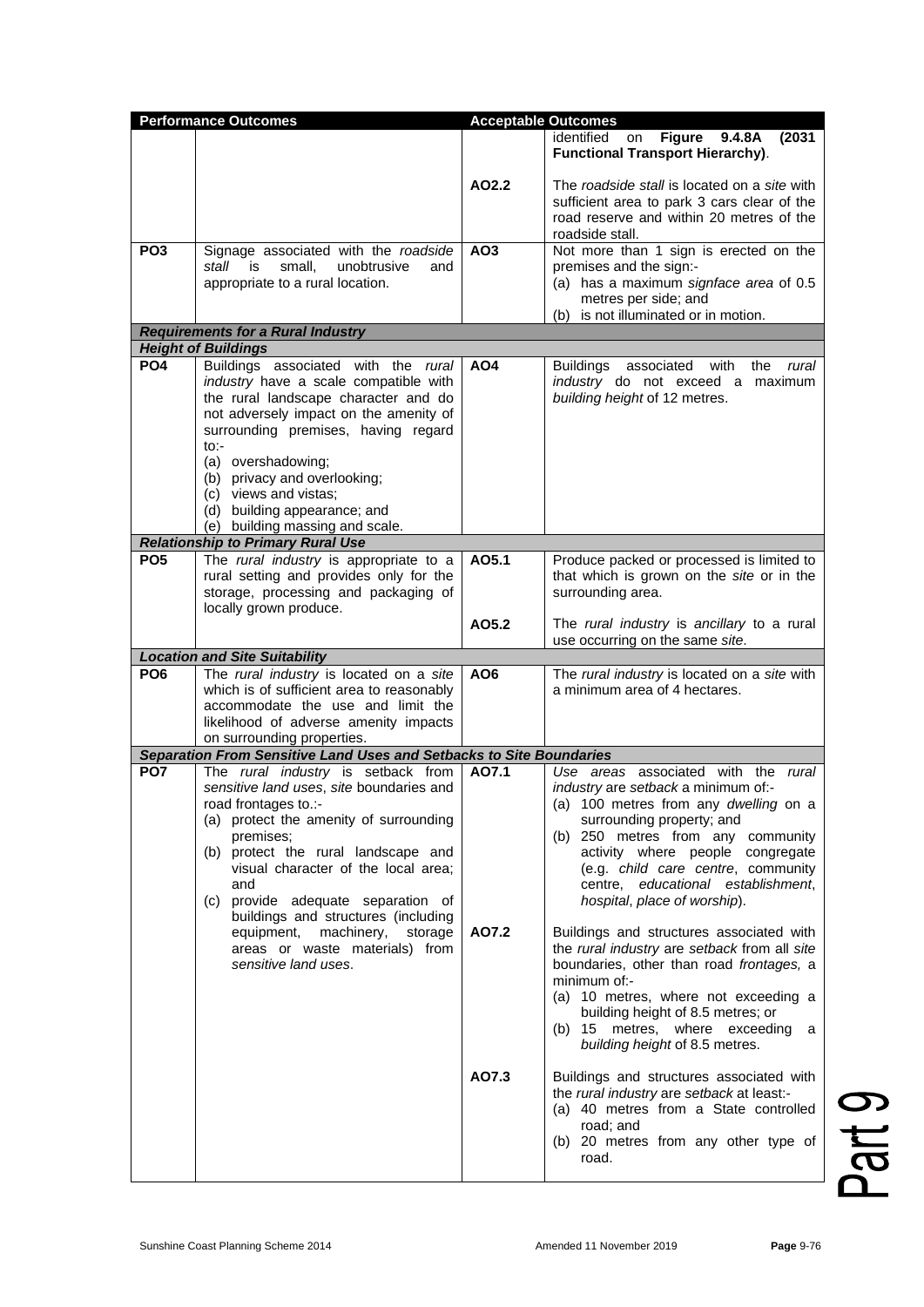| Performance Outcomes | | Acceptable Outcomes | |
|---|---|---|---|
| | | | identified on **Figure 9.4.8A (2031 Functional Transport Hierarchy)**. |
| | | AO2.2 | The *roadside stall* is located on a *site* with sufficient area to park 3 cars clear of the road reserve and within 20 metres of the roadside stall. |
| **PO3** | Signage associated with the *roadside stall* is small, unobtrusive and appropriate to a rural location. | **AO3** | Not more than 1 sign is erected on the premises and the sign:-<br>(a) has a maximum *signface area* of 0.5 metres per side; and<br>(b) is not illuminated or in motion. |
| ***Requirements for a Rural Industry*** | | | |
| ***Height of Buildings*** | | | |
| **PO4** | Buildings associated with the *rural industry* have a scale compatible with the rural landscape character and do not adversely impact on the amenity of surrounding premises, having regard to:-<br>(a) overshadowing;<br>(b) privacy and overlooking;<br>(c) views and vistas;<br>(d) building appearance; and<br>(e) building massing and scale. | **AO4** | Buildings associated with the *rural industry* do not exceed a maximum *building height* of 12 metres. |
| ***Relationship to Primary Rural Use*** | | | |
| **PO5** | The *rural industry* is appropriate to a rural setting and provides only for the storage, processing and packaging of locally grown produce. | **AO5.1** | Produce packed or processed is limited to that which is grown on the *site* or in the surrounding area. |
| | | **AO5.2** | The *rural industry* is *ancillary* to a rural use occurring on the same *site*. |
| ***Location and Site Suitability*** | | | |
| **PO6** | The *rural industry* is located on a *site* which is of sufficient area to reasonably accommodate the use and limit the likelihood of adverse amenity impacts on surrounding properties. | **AO6** | The *rural industry* is located on a *site* with a minimum area of 4 hectares. |
| ***Separation From Sensitive Land Uses and Setbacks to Site Boundaries*** | | | |
| **PO7** | The *rural industry* is setback from *sensitive land uses*, *site* boundaries and road frontages to.:-<br>(a) protect the amenity of surrounding premises;<br>(b) protect the rural landscape and visual character of the local area; and<br>(c) provide adequate separation of buildings and structures (including equipment, machinery, storage areas or waste materials) from *sensitive land uses*. | **AO7.1** | *Use areas* associated with the *rural industry* are *setback* a minimum of:-<br>(a) 100 metres from any *dwelling* on a surrounding property; and<br>(b) 250 metres from any community activity where people congregate (e.g. *child care centre*, community centre, *educational establishment*, *hospital*, *place of worship*). |
| | | **AO7.2** | Buildings and structures associated with the *rural industry* are *setback* from all *site* boundaries, other than road *frontages,* a minimum of:-<br>(a) 10 metres, where not exceeding a building height of 8.5 metres; or<br>(b) 15 metres, where exceeding a *building height* of 8.5 metres. |
| | | **AO7.3** | Buildings and structures associated with the *rural industry* are *setback* at least:-<br>(a) 40 metres from a State controlled road; and<br>(b) 20 metres from any other type of road. |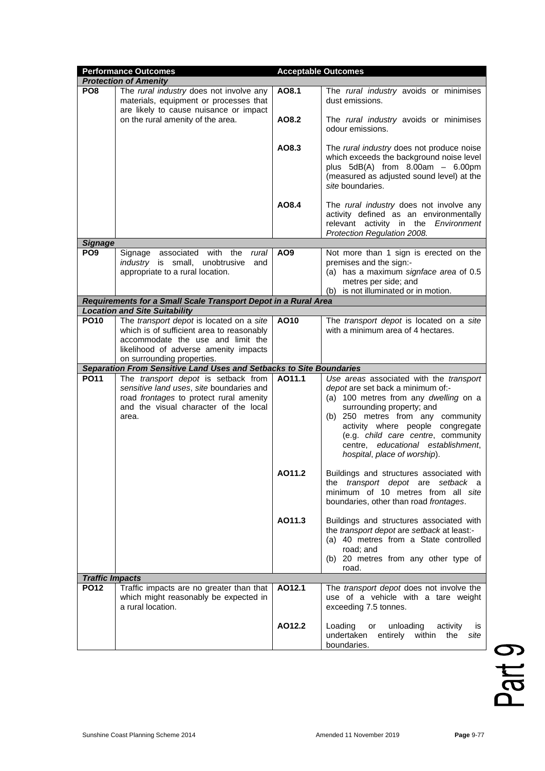| Performance Outcomes | | Acceptable Outcomes | |
|---|---|---|---|
| ***Protection of Amenity*** | | | |
| **PO8** | The *rural industry* does not involve any materials, equipment or processes that are likely to cause nuisance or impact on the rural amenity of the area. | **AO8.1** | The *rural industry* avoids or minimises dust emissions. |
| | | **AO8.2** | The *rural industry* avoids or minimises odour emissions. |
| | | **AO8.3** | The *rural industry* does not produce noise which exceeds the background noise level plus 5dB(A) from 8.00am – 6.00pm (measured as adjusted sound level) at the *site* boundaries. |
| | | **AO8.4** | The *rural industry* does not involve any activity defined as an environmentally relevant activity in the *Environment Protection Regulation 2008.* |
| ***Signage*** | | | |
| **PO9** | Signage associated with the *rural industry* is small, unobtrusive and appropriate to a rural location. | **AO9** | Not more than 1 sign is erected on the premises and the sign:-<br>(a) has a maximum *signface area* of 0.5 metres per side; and<br>(b) is not illuminated or in motion. |
| ***Requirements for a Small Scale Transport Depot in a Rural Area*** | | | |
| ***Location and Site Suitability*** | | | |
| **PO10** | The *transport depot* is located on a *site* which is of sufficient area to reasonably accommodate the use and limit the likelihood of adverse amenity impacts on surrounding properties. | **AO10** | The *transport depot* is located on a *site* with a minimum area of 4 hectares. |
| ***Separation From Sensitive Land Uses and Setbacks to Site Boundaries*** | | | |
| **PO11** | The *transport depot* is setback from *sensitive land uses*, *site* boundaries and road *frontages* to protect rural amenity and the visual character of the local area. | **AO11.1** | *Use areas* associated with the *transport depot* are set back a minimum of:-<br>(a) 100 metres from any *dwelling* on a surrounding property; and<br>(b) 250 metres from any community activity where people congregate (e.g. *child care centre*, community centre, *educational establishment*, *hospital*, *place of worship*). |
| | | **AO11.2** | Buildings and structures associated with the *transport depot* are *setback* a minimum of 10 metres from all *site* boundaries, other than road *frontages*. |
| | | **AO11.3** | Buildings and structures associated with the *transport depot* are *setback* at least:-<br>(a) 40 metres from a State controlled road; and<br>(b) 20 metres from any other type of road. |
| ***Traffic Impacts*** | | | |
| **PO12** | Traffic impacts are no greater than that which might reasonably be expected in a rural location. | **AO12.1** | The *transport depot* does not involve the use of a vehicle with a tare weight exceeding 7.5 tonnes. |
| | | **AO12.2** | Loading or unloading activity is undertaken entirely within the *site* boundaries. |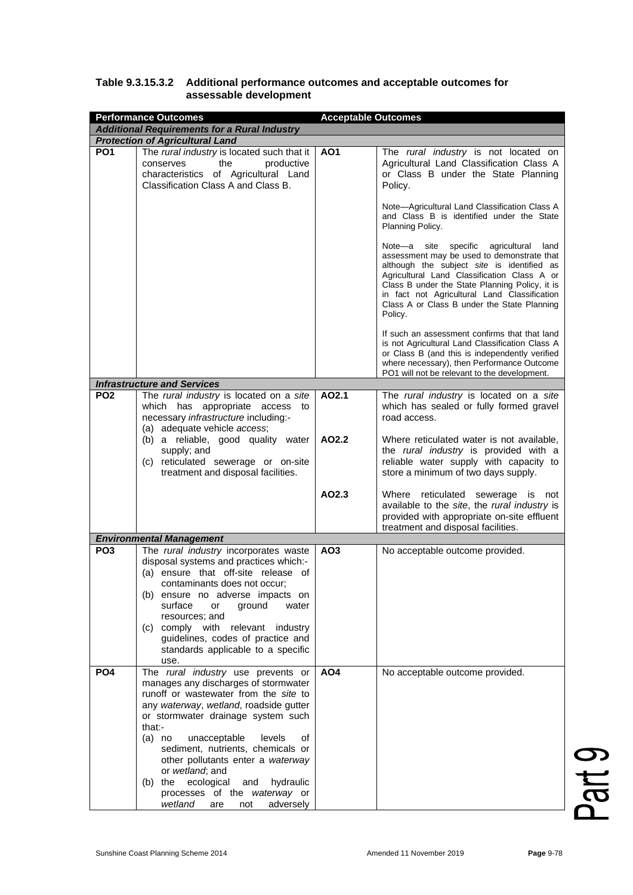### Table 9.3.15.3.2 Additional performance outcomes and acceptable outcomes for assessable development

| Performance Outcomes | | Acceptable Outcomes | |
|---|---|---|---|
| ***Additional Requirements for a Rural Industry*** | | | |
| ***Protection of Agricultural Land*** | | | |
| **PO1** | The *rural industry* is located such that it conserves the productive characteristics of Agricultural Land Classification Class A and Class B. | **AO1** | The *rural industry* is not located on Agricultural Land Classification Class A or Class B under the State Planning Policy.<br><br>Note—Agricultural Land Classification Class A and Class B is identified under the State Planning Policy.<br><br>Note—a site specific agricultural land assessment may be used to demonstrate that although the subject *site* is identified as Agricultural Land Classification Class A or Class B under the State Planning Policy, it is in fact not Agricultural Land Classification Class A or Class B under the State Planning Policy.<br><br>If such an assessment confirms that that land is not Agricultural Land Classification Class A or Class B (and this is independently verified where necessary), then Performance Outcome PO1 will not be relevant to the development. |
| ***Infrastructure and Services*** | | | |
| **PO2** | The *rural industry* is located on a *site* which has appropriate access to necessary *infrastructure* including:-<br>(a) adequate vehicle *access*;<br>(b) a reliable, good quality water supply; and<br>(c) reticulated sewerage or on-site treatment and disposal facilities. | **AO2.1** | The *rural industry* is located on a *site* which has sealed or fully formed gravel road access. |
| | | **AO2.2** | Where reticulated water is not available, the *rural industry* is provided with a reliable water supply with capacity to store a minimum of two days supply. |
| | | **AO2.3** | Where reticulated sewerage is not available to the *site*, the *rural industry* is provided with appropriate on-site effluent treatment and disposal facilities. |
| ***Environmental Management*** | | | |
| **PO3** | The *rural industry* incorporates waste disposal systems and practices which:-<br>(a) ensure that off-site release of contaminants does not occur;<br>(b) ensure no adverse impacts on surface or ground water resources; and<br>(c) comply with relevant industry guidelines, codes of practice and standards applicable to a specific use. | **AO3** | No acceptable outcome provided. |
| **PO4** | The *rural industry* use prevents or manages any discharges of stormwater runoff or wastewater from the *site* to any *waterway*, *wetland*, roadside gutter or stormwater drainage system such that:-<br>(a) no unacceptable levels of sediment, nutrients, chemicals or other pollutants enter a *waterway* or *wetland*; and<br>(b) the ecological and hydraulic processes of the *waterway* or *wetland* are not adversely | **AO4** | No acceptable outcome provided. |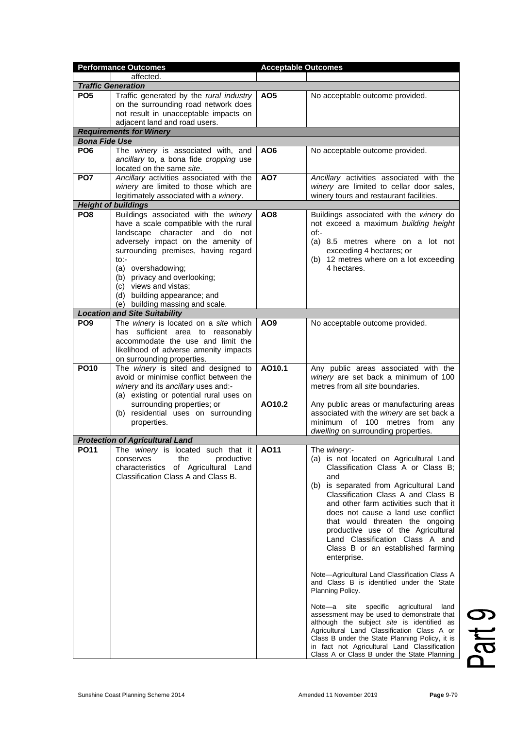| Performance Outcomes | | Acceptable Outcomes | |
|---|---|---|---|
| | affected. | | |
| ***Traffic Generation*** | | | |
| **PO5** | Traffic generated by the *rural industry* on the surrounding road network does not result in unacceptable impacts on adjacent land and road users. | **AO5** | No acceptable outcome provided. |
| ***Requirements for Winery*** | | | |
| ***Bona Fide Use*** | | | |
| **PO6** | The *winery* is associated with, and *ancillary* to, a bona fide *cropping* use located on the same *site*. | **AO6** | No acceptable outcome provided. |
| **PO7** | *Ancillary* activities associated with the *winery* are limited to those which are legitimately associated with a *winery*. | **AO7** | *Ancillary* activities associated with the *winery* are limited to cellar door sales, winery tours and restaurant facilities. |
| ***Height of buildings*** | | | |
| **PO8** | Buildings associated with the *winery* have a scale compatible with the rural landscape character and do not adversely impact on the amenity of surrounding premises, having regard to:-<br>(a) overshadowing;<br>(b) privacy and overlooking;<br>(c) views and vistas;<br>(d) building appearance; and<br>(e) building massing and scale. | **AO8** | Buildings associated with the *winery* do not exceed a maximum *building height* of:-<br>(a) 8.5 metres where on a lot not exceeding 4 hectares; or<br>(b) 12 metres where on a lot exceeding 4 hectares. |
| ***Location and Site Suitability*** | | | |
| **PO9** | The *winery* is located on a *site* which has sufficient area to reasonably accommodate the use and limit the likelihood of adverse amenity impacts on surrounding properties. | **AO9** | No acceptable outcome provided. |
| **PO10** | The *winery* is sited and designed to avoid or minimise conflict between the *winery* and its *ancillary* uses and:-<br>(a) existing or potential rural uses on surrounding properties; or<br>(b) residential uses on surrounding properties. | **AO10.1** | Any public areas associated with the *winery* are set back a minimum of 100 metres from all *site* boundaries. |
| | | **AO10.2** | Any public areas or manufacturing areas associated with the *winery* are set back a minimum of 100 metres from any *dwelling* on surrounding properties. |
| ***Protection of Agricultural Land*** | | | |
| **PO11** | The *winery* is located such that it conserves the productive characteristics of Agricultural Land Classification Class A and Class B. | **AO11** | The *winery*:-<br>(a) is not located on Agricultural Land Classification Class A or Class B; and<br>(b) is separated from Agricultural Land Classification Class A and Class B and other farm activities such that it does not cause a land use conflict that would threaten the ongoing productive use of the Agricultural Land Classification Class A and Class B or an established farming enterprise.<br><br>Note—Agricultural Land Classification Class A and Class B is identified under the State Planning Policy.<br><br>Note—a site specific agricultural land assessment may be used to demonstrate that although the subject *site* is identified as Agricultural Land Classification Class A or Class B under the State Planning Policy, it is in fact not Agricultural Land Classification Class A or Class B under the State Planning |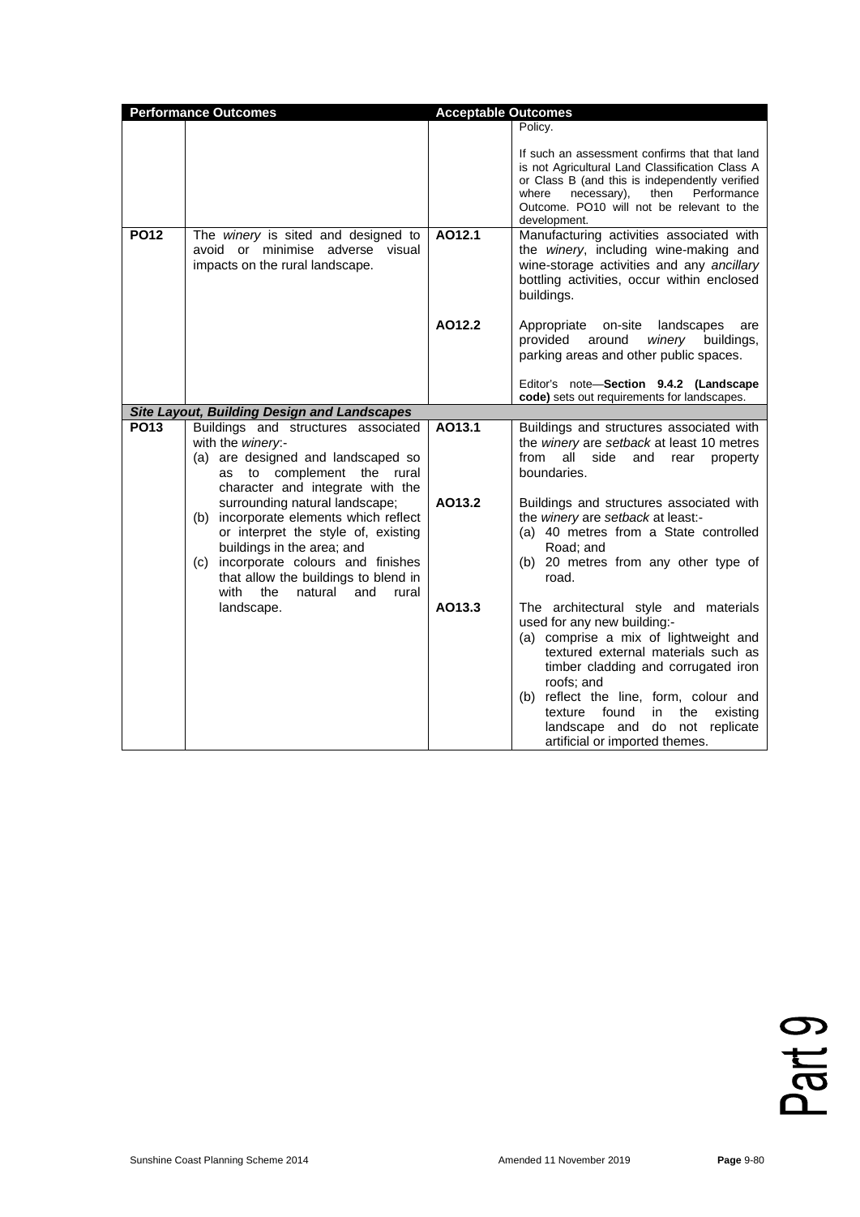| Performance Outcomes | | Acceptable Outcomes | |
|---|---|---|---|
| | | | Policy.<br><br>If such an assessment confirms that that land is not Agricultural Land Classification Class A or Class B (and this is independently verified where necessary), then Performance Outcome. PO10 will not be relevant to the development. |
| **PO12** | The *winery* is sited and designed to avoid or minimise adverse visual impacts on the rural landscape. | **AO12.1** | Manufacturing activities associated with the *winery*, including wine-making and wine-storage activities and any *ancillary* bottling activities, occur within enclosed buildings. |
| | | **AO12.2** | Appropriate on-site landscapes are provided around *winery* buildings, parking areas and other public spaces.<br><br>Editor's note—**Section 9.4.2 (Landscape code)** sets out requirements for landscapes. |
| ***Site Layout, Building Design and Landscapes*** | | | |
| **PO13** | Buildings and structures associated with the *winery*:-<br>(a) are designed and landscaped so as to complement the rural character and integrate with the surrounding natural landscape;<br>(b) incorporate elements which reflect or interpret the style of, existing buildings in the area; and<br>(c) incorporate colours and finishes that allow the buildings to blend in with the natural and rural landscape. | **AO13.1** | Buildings and structures associated with the *winery* are *setback* at least 10 metres from all side and rear property boundaries. |
| | | **AO13.2** | Buildings and structures associated with the *winery* are *setback* at least:-<br>(a) 40 metres from a State controlled Road; and<br>(b) 20 metres from any other type of road. |
| | | **AO13.3** | The architectural style and materials used for any new building:-<br>(a) comprise a mix of lightweight and textured external materials such as timber cladding and corrugated iron roofs; and<br>(b) reflect the line, form, colour and texture found in the existing landscape and do not replicate artificial or imported themes. |